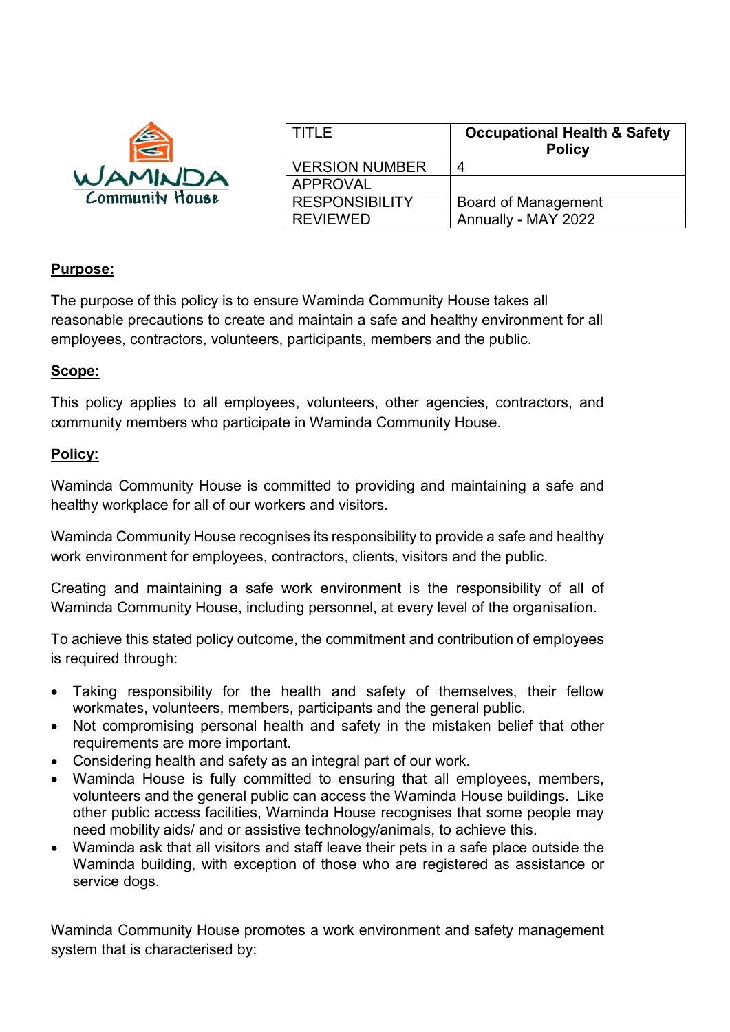WAMINDA Community House

| TITLE | Occupational Health & Safety Policy |
| --- | --- |
| VERSION NUMBER | 4 |
| APPROVAL | |
| RESPONSIBILITY | Board of Management |
| REVIEWED | Annually - MAY 2022 |

## Purpose:

The purpose of this policy is to ensure Waminda Community House takes all reasonable precautions to create and maintain a safe and healthy environment for all employees, contractors, volunteers, participants, members and the public.

## Scope:

This policy applies to all employees, volunteers, other agencies, contractors, and community members who participate in Waminda Community House.

## Policy:

Waminda Community House is committed to providing and maintaining a safe and healthy workplace for all of our workers and visitors.

Waminda Community House recognises its responsibility to provide a safe and healthy work environment for employees, contractors, clients, visitors and the public.

Creating and maintaining a safe work environment is the responsibility of all of Waminda Community House, including personnel, at every level of the organisation.

To achieve this stated policy outcome, the commitment and contribution of employees is required through:

- Taking responsibility for the health and safety of themselves, their fellow workmates, volunteers, members, participants and the general public.
- Not compromising personal health and safety in the mistaken belief that other requirements are more important.
- Considering health and safety as an integral part of our work.
- Waminda House is fully committed to ensuring that all employees, members, volunteers and the general public can access the Waminda House buildings. Like other public access facilities, Waminda House recognises that some people may need mobility aids/ and or assistive technology/animals, to achieve this.
- Waminda ask that all visitors and staff leave their pets in a safe place outside the Waminda building, with exception of those who are registered as assistance or service dogs.

Waminda Community House promotes a work environment and safety management system that is characterised by: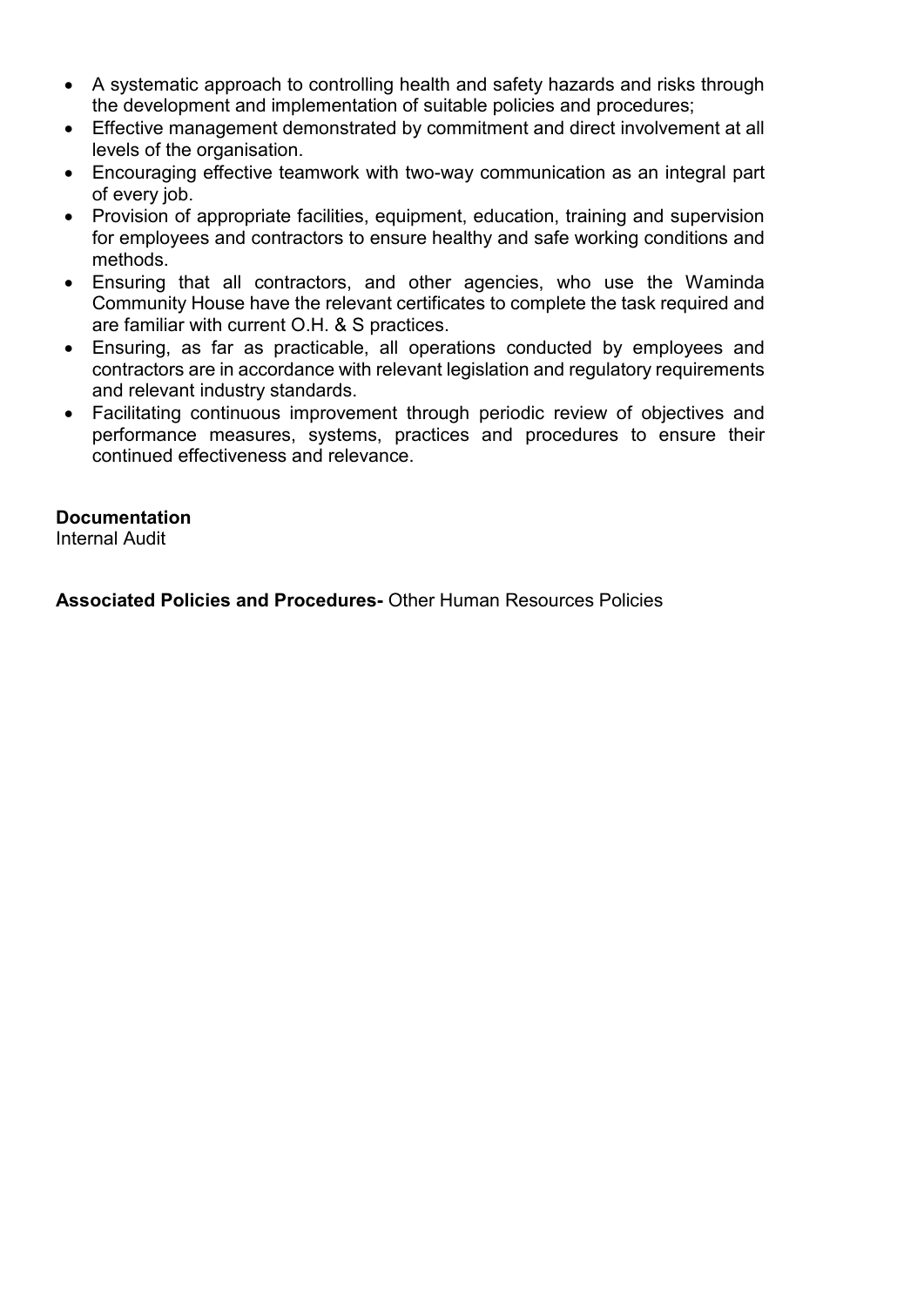- A systematic approach to controlling health and safety hazards and risks through the development and implementation of suitable policies and procedures;
- Effective management demonstrated by commitment and direct involvement at all levels of the organisation.
- Encouraging effective teamwork with two-way communication as an integral part of every job.
- Provision of appropriate facilities, equipment, education, training and supervision for employees and contractors to ensure healthy and safe working conditions and methods.
- Ensuring that all contractors, and other agencies, who use the Waminda Community House have the relevant certificates to complete the task required and are familiar with current O.H. & S practices.
- Ensuring, as far as practicable, all operations conducted by employees and contractors are in accordance with relevant legislation and regulatory requirements and relevant industry standards.
- Facilitating continuous improvement through periodic review of objectives and performance measures, systems, practices and procedures to ensure their continued effectiveness and relevance.

**Documentation**
Internal Audit

**Associated Policies and Procedures-** Other Human Resources Policies